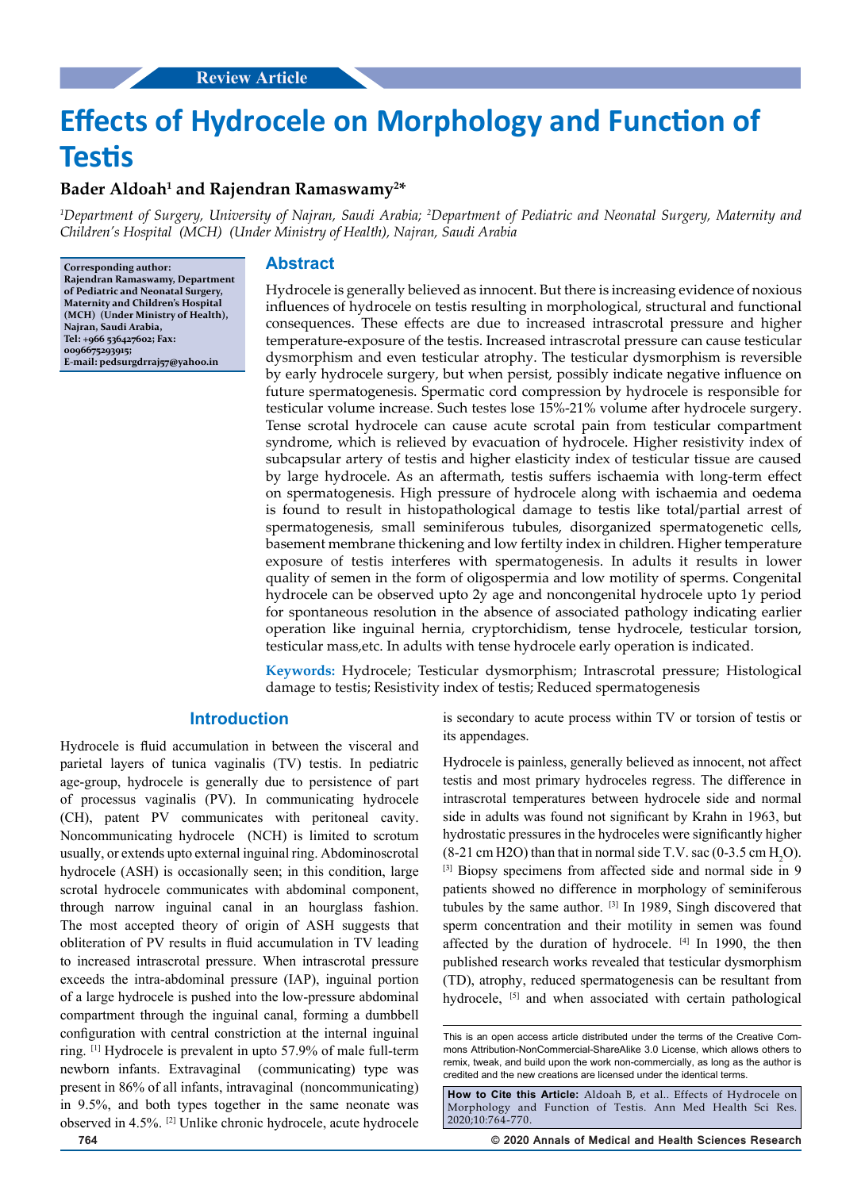Review Article

# Effects of Hydrocele on Morphology and Function of Testis

**Bader Aldoah[1] and Rajendran Ramaswamy[2]***

*[1]Department of Surgery, University of Najran, Saudi Arabia; [2]Department of Pediatric and Neonatal Surgery, Maternity and Children's Hospital (MCH) (Under Ministry of Health), Najran, Saudi Arabia*

**Corresponding author: Rajendran Ramaswamy, Department of Pediatric and Neonatal Surgery, Maternity and Children's Hospital (MCH) (Under Ministry of Health), Najran, Saudi Arabia, Tel: +966 536427602; Fax: 0096675293915; E-mail: pedsurgdrraj57@yahoo.in**

## Abstract

Hydrocele is generally believed as innocent. But there is increasing evidence of noxious influences of hydrocele on testis resulting in morphological, structural and functional consequences. These effects are due to increased intrascrotal pressure and higher temperature-exposure of the testis. Increased intrascrotal pressure can cause testicular dysmorphism and even testicular atrophy. The testicular dysmorphism is reversible by early hydrocele surgery, but when persist, possibly indicate negative influence on future spermatogenesis. Spermatic cord compression by hydrocele is responsible for testicular volume increase. Such testes lose 15%-21% volume after hydrocele surgery. Tense scrotal hydrocele can cause acute scrotal pain from testicular compartment syndrome, which is relieved by evacuation of hydrocele. Higher resistivity index of subcapsular artery of testis and higher elasticity index of testicular tissue are caused by large hydrocele. As an aftermath, testis suffers ischaemia with long-term effect on spermatogenesis. High pressure of hydrocele along with ischaemia and oedema is found to result in histopathological damage to testis like total/partial arrest of spermatogenesis, small seminiferous tubules, disorganized spermatogenetic cells, basement membrane thickening and low fertlity index in children. Higher temperature exposure of testis interferes with spermatogenesis. In adults it results in lower quality of semen in the form of oligospermia and low motility of sperms. Congenital hydrocele can be observed upto 2y age and noncongenital hydrocele upto 1y period for spontaneous resolution in the absence of associated pathology indicating earlier operation like inguinal hernia, cryptorchidism, tense hydrocele, testicular torsion, testicular mass,etc. In adults with tense hydrocele early operation is indicated.

**Keywords:** Hydrocele; Testicular dysmorphism; Intrascrotal pressure; Histological damage to testis; Resistivity index of testis; Reduced spermatogenesis

## Introduction

Hydrocele is fluid accumulation in between the visceral and parietal layers of tunica vaginalis (TV) testis. In pediatric age-group, hydrocele is generally due to persistence of part of processus vaginalis (PV). In communicating hydrocele (CH), patent PV communicates with peritoneal cavity. Noncommunicating hydrocele (NCH) is limited to scrotum usually, or extends upto external inguinal ring. Abdominoscrotal hydrocele (ASH) is occasionally seen; in this condition, large scrotal hydrocele communicates with abdominal component, through narrow inguinal canal in an hourglass fashion. The most accepted theory of origin of ASH suggests that obliteration of PV results in fluid accumulation in TV leading to increased intrascrotal pressure. When intrascrotal pressure exceeds the intra-abdominal pressure (IAP), inguinal portion of a large hydrocele is pushed into the low-pressure abdominal compartment through the inguinal canal, forming a dumbbell configuration with central constriction at the internal inguinal ring. [1] Hydrocele is prevalent in upto 57.9% of male full-term newborn infants. Extravaginal (communicating) type was present in 86% of all infants, intravaginal (noncommunicating) in 9.5%, and both types together in the same neonate was observed in 4.5%. [2] Unlike chronic hydrocele, acute hydrocele is secondary to acute process within TV or torsion of testis or its appendages.

Hydrocele is painless, generally believed as innocent, not affect testis and most primary hydroceles regress. The difference in intrascrotal temperatures between hydrocele side and normal side in adults was found not significant by Krahn in 1963, but hydrostatic pressures in the hydroceles were significantly higher (8-21 cm H2O) than that in normal side T.V. sac (0-3.5 cm $H_2O$). [3] Biopsy specimens from affected side and normal side in 9 patients showed no difference in morphology of seminiferous tubules by the same author. [3] In 1989, Singh discovered that sperm concentration and their motility in semen was found affected by the duration of hydrocele. [4] In 1990, the then published research works revealed that testicular dysmorphism (TD), atrophy, reduced spermatogenesis can be resultant from hydrocele, [5] and when associated with certain pathological

This is an open access article distributed under the terms of the Creative Commons Attribution-NonCommercial-ShareAlike 3.0 License, which allows others to remix, tweak, and build upon the work non-commercially, as long as the author is credited and the new creations are licensed under the identical terms.

**How to Cite this Article:** Aldoah B, et al.. Effects of Hydrocele on Morphology and Function of Testis. Ann Med Health Sci Res. 2020;10:764-770.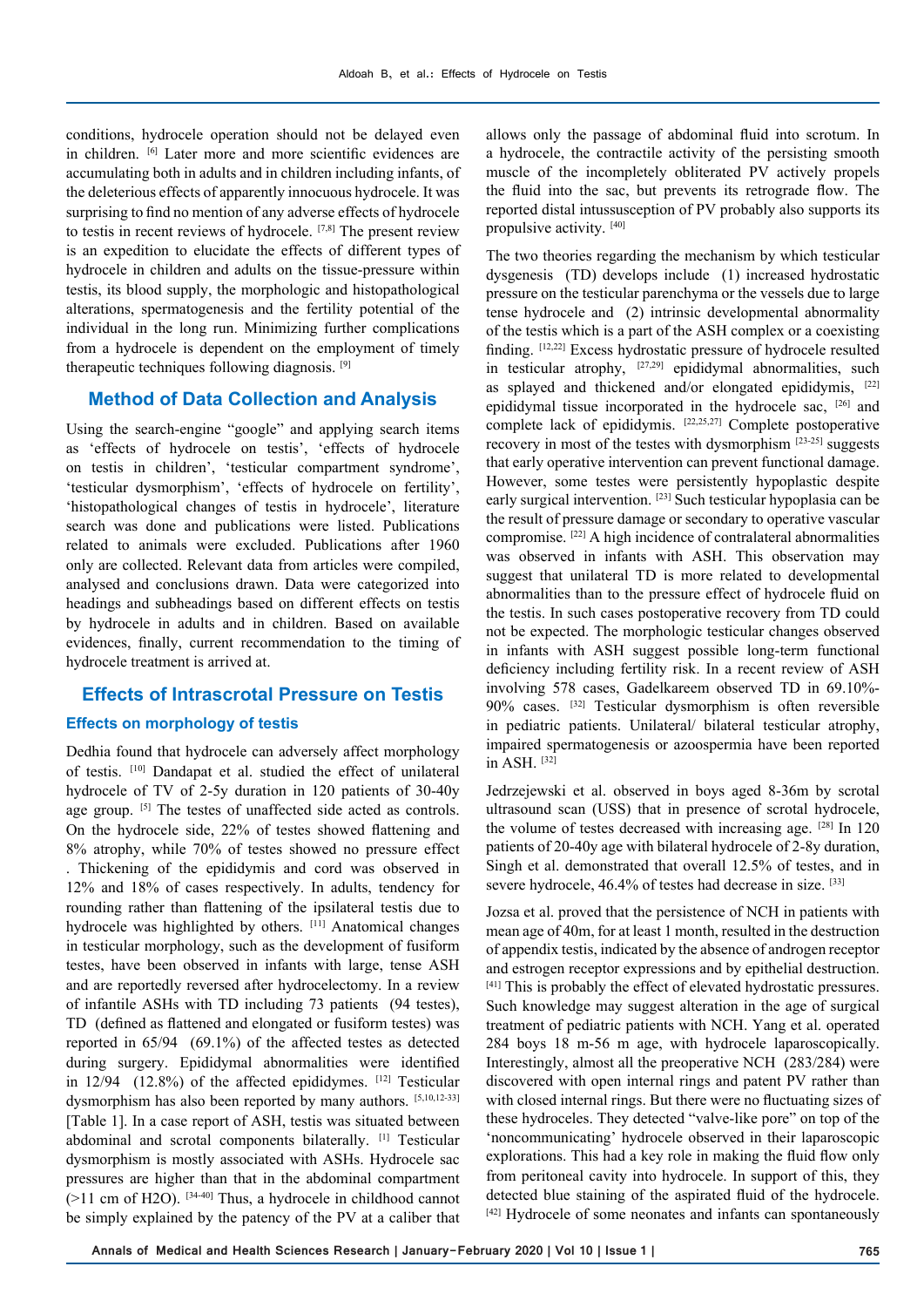conditions, hydrocele operation should not be delayed even in children. [6] Later more and more scientific evidences are accumulating both in adults and in children including infants, of the deleterious effects of apparently innocuous hydrocele. It was surprising to find no mention of any adverse effects of hydrocele to testis in recent reviews of hydrocele. [7,8] The present review is an expedition to elucidate the effects of different types of hydrocele in children and adults on the tissue-pressure within testis, its blood supply, the morphologic and histopathological alterations, spermatogenesis and the fertility potential of the individual in the long run. Minimizing further complications from a hydrocele is dependent on the employment of timely therapeutic techniques following diagnosis. [9]

## Method of Data Collection and Analysis

Using the search-engine "google" and applying search items as 'effects of hydrocele on testis', 'effects of hydrocele on testis in children', 'testicular compartment syndrome', 'testicular dysmorphism', 'effects of hydrocele on fertility', 'histopathological changes of testis in hydrocele', literature search was done and publications were listed. Publications related to animals were excluded. Publications after 1960 only are collected. Relevant data from articles were compiled, analysed and conclusions drawn. Data were categorized into headings and subheadings based on different effects on testis by hydrocele in adults and in children. Based on available evidences, finally, current recommendation to the timing of hydrocele treatment is arrived at.

## Effects of Intrascrotal Pressure on Testis

### Effects on morphology of testis

Dedhia found that hydrocele can adversely affect morphology of testis. [10] Dandapat et al. studied the effect of unilateral hydrocele of TV of 2-5y duration in 120 patients of 30-40y age group. [5] The testes of unaffected side acted as controls. On the hydrocele side, 22% of testes showed flattening and 8% atrophy, while 70% of testes showed no pressure effect . Thickening of the epididymis and cord was observed in 12% and 18% of cases respectively. In adults, tendency for rounding rather than flattening of the ipsilateral testis due to hydrocele was highlighted by others. [11] Anatomical changes in testicular morphology, such as the development of fusiform testes, have been observed in infants with large, tense ASH and are reportedly reversed after hydrocelectomy. In a review of infantile ASHs with TD including 73 patients (94 testes), TD (defined as flattened and elongated or fusiform testes) was reported in 65/94 (69.1%) of the affected testes as detected during surgery. Epididymal abnormalities were identified in 12/94 (12.8%) of the affected epididymes. [12] Testicular dysmorphism has also been reported by many authors. [5,10,12-33] [Table 1]. In a case report of ASH, testis was situated between abdominal and scrotal components bilaterally. [1] Testicular dysmorphism is mostly associated with ASHs. Hydrocele sac pressures are higher than that in the abdominal compartment (>11 cm of H2O). [34-40] Thus, a hydrocele in childhood cannot be simply explained by the patency of the PV at a caliber that allows only the passage of abdominal fluid into scrotum. In a hydrocele, the contractile activity of the persisting smooth muscle of the incompletely obliterated PV actively propels the fluid into the sac, but prevents its retrograde flow. The reported distal intussusception of PV probably also supports its propulsive activity. [40]

The two theories regarding the mechanism by which testicular dysgenesis (TD) develops include (1) increased hydrostatic pressure on the testicular parenchyma or the vessels due to large tense hydrocele and (2) intrinsic developmental abnormality of the testis which is a part of the ASH complex or a coexisting finding. [12,22] Excess hydrostatic pressure of hydrocele resulted in testicular atrophy, [27,29] epididymal abnormalities, such as splayed and thickened and/or elongated epididymis, [22] epididymal tissue incorporated in the hydrocele sac, [26] and complete lack of epididymis. [22,25,27] Complete postoperative recovery in most of the testes with dysmorphism [23-25] suggests that early operative intervention can prevent functional damage. However, some testes were persistently hypoplastic despite early surgical intervention. [23] Such testicular hypoplasia can be the result of pressure damage or secondary to operative vascular compromise. [22] A high incidence of contralateral abnormalities was observed in infants with ASH. This observation may suggest that unilateral TD is more related to developmental abnormalities than to the pressure effect of hydrocele fluid on the testis. In such cases postoperative recovery from TD could not be expected. The morphologic testicular changes observed in infants with ASH suggest possible long-term functional deficiency including fertility risk. In a recent review of ASH involving 578 cases, Gadelkareem observed TD in 69.10%-90% cases. [32] Testicular dysmorphism is often reversible in pediatric patients. Unilateral/ bilateral testicular atrophy, impaired spermatogenesis or azoospermia have been reported in ASH. [32]

Jedrzejewski et al. observed in boys aged 8-36m by scrotal ultrasound scan (USS) that in presence of scrotal hydrocele, the volume of testes decreased with increasing age. [28] In 120 patients of 20-40y age with bilateral hydrocele of 2-8y duration, Singh et al. demonstrated that overall 12.5% of testes, and in severe hydrocele, 46.4% of testes had decrease in size. [33]

Jozsa et al. proved that the persistence of NCH in patients with mean age of 40m, for at least 1 month, resulted in the destruction of appendix testis, indicated by the absence of androgen receptor and estrogen receptor expressions and by epithelial destruction. [41] This is probably the effect of elevated hydrostatic pressures. Such knowledge may suggest alteration in the age of surgical treatment of pediatric patients with NCH. Yang et al. operated 284 boys 18 m-56 m age, with hydrocele laparoscopically. Interestingly, almost all the preoperative NCH (283/284) were discovered with open internal rings and patent PV rather than with closed internal rings. But there were no fluctuating sizes of these hydroceles. They detected "valve-like pore" on top of the 'noncommunicating' hydrocele observed in their laparoscopic explorations. This had a key role in making the fluid flow only from peritoneal cavity into hydrocele. In support of this, they detected blue staining of the aspirated fluid of the hydrocele. [42] Hydrocele of some neonates and infants can spontaneously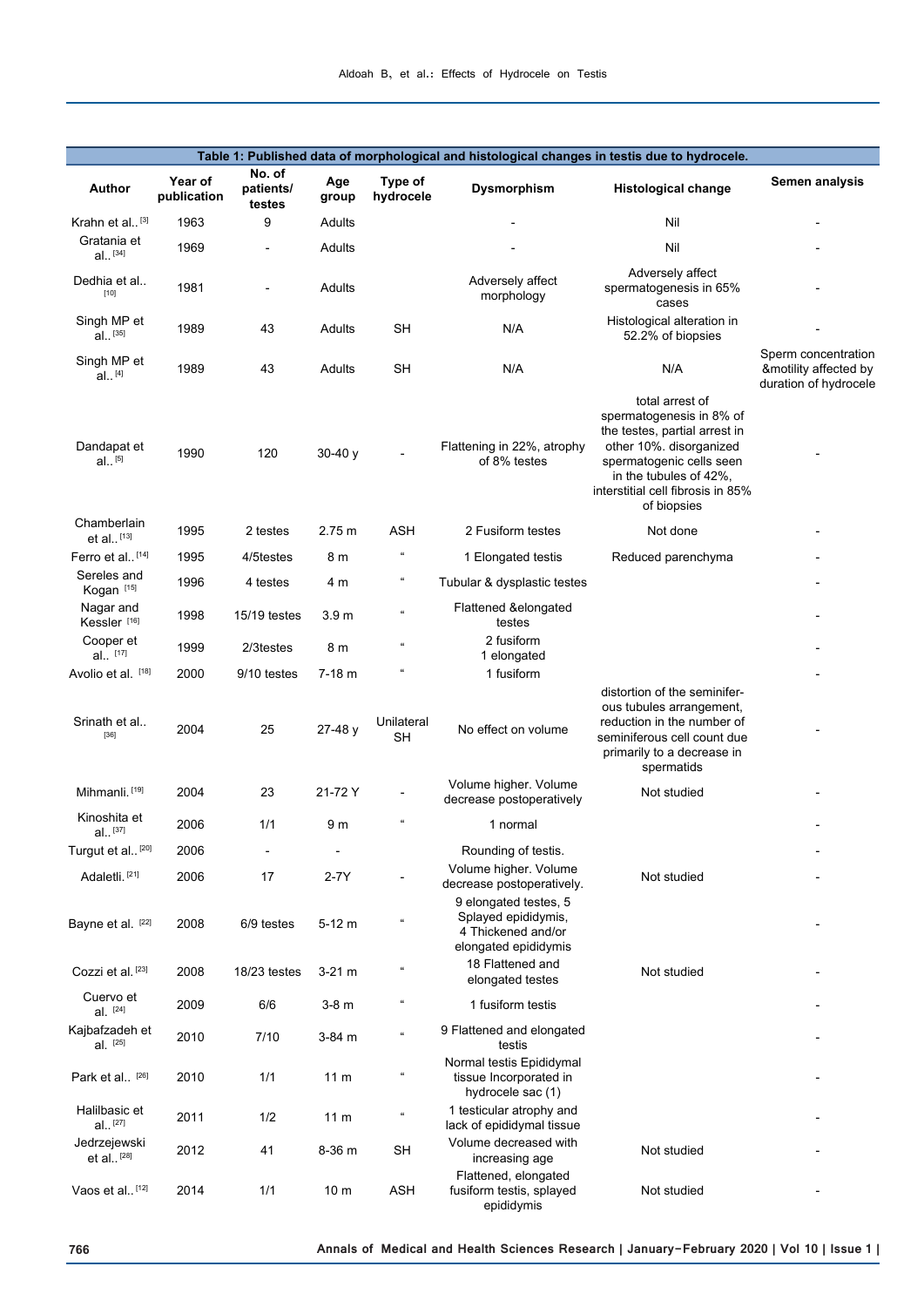**Table 1: Published data of morphological and histological changes in testis due to hydrocele.**

| Author | Year of publication | No. of patients/ testes | Age group | Type of hydrocele | Dysmorphism | Histological change | Semen analysis |
|---|---|---|---|---|---|---|---|
| Krahn et al.. [3] | 1963 | 9 | Adults | | - | Nil | - |
| Gratania et al.. [34] | 1969 | - | Adults | | - | Nil | - |
| Dedhia et al.. [10] | 1981 | - | Adults | | Adversely affect morphology | Adversely affect spermatogenesis in 65% cases | - |
| Singh MP et al.. [35] | 1989 | 43 | Adults | SH | N/A | Histological alteration in 52.2% of biopsies | - |
| Singh MP et al.. [4] | 1989 | 43 | Adults | SH | N/A | N/A | Sperm concentration &motility affected by duration of hydrocele |
| Dandapat et al.. [5] | 1990 | 120 | 30-40 y | - | Flattening in 22%, atrophy of 8% testes | total arrest of spermatogenesis in 8% of the testes, partial arrest in other 10%. disorganized spermatogenic cells seen in the tubules of 42%, interstitial cell fibrosis in 85% of biopsies | - |
| Chamberlain et al.. [13] | 1995 | 2 testes | 2.75 m | ASH | 2 Fusiform testes | Not done | - |
| Ferro et al.. [14] | 1995 | 4/5testes | 8 m | " | 1 Elongated testis | Reduced parenchyma | - |
| Sereles and Kogan [15] | 1996 | 4 testes | 4 m | " | Tubular & dysplastic testes | | - |
| Nagar and Kessler [16] | 1998 | 15/19 testes | 3.9 m | " | Flattened &elongated testes | | - |
| Cooper et al.. [17] | 1999 | 2/3testes | 8 m | " | 2 fusiform 1 elongated | | - |
| Avolio et al. [18] | 2000 | 9/10 testes | 7-18 m | " | 1 fusiform | | - |
| Srinath et al.. [36] | 2004 | 25 | 27-48 y | Unilateral SH | No effect on volume | distortion of the seminiferous tubules arrangement, reduction in the number of seminiferous cell count due primarily to a decrease in spermatids | - |
| Mihmanli. [19] | 2004 | 23 | 21-72 Y | - | Volume higher. Volume decrease postoperatively | Not studied | - |
| Kinoshita et al.. [37] | 2006 | 1/1 | 9 m | " | 1 normal | | - |
| Turgut et al.. [20] | 2006 | - | - | | Rounding of testis. | | - |
| Adaletli. [21] | 2006 | 17 | 2-7Y | - | Volume higher. Volume decrease postoperatively. | Not studied | - |
| Bayne et al. [22] | 2008 | 6/9 testes | 5-12 m | " | 9 elongated testes, 5 Splayed epididymis, 4 Thickened and/or elongated epididymis | | - |
| Cozzi et al. [23] | 2008 | 18/23 testes | 3-21 m | " | 18 Flattened and elongated testes | Not studied | - |
| Cuervo et al. [24] | 2009 | 6/6 | 3-8 m | " | 1 fusiform testis | | - |
| Kajbafzadeh et al. [25] | 2010 | 7/10 | 3-84 m | " | 9 Flattened and elongated testis | | - |
| Park et al.. [26] | 2010 | 1/1 | 11 m | " | Normal testis Epididymal tissue Incorporated in hydrocele sac (1) | | - |
| Halilbasic et al.. [27] | 2011 | 1/2 | 11 m | " | 1 testicular atrophy and lack of epididymal tissue | | - |
| Jedrzejewski et al.. [28] | 2012 | 41 | 8-36 m | SH | Volume decreased with increasing age | Not studied | - |
| Vaos et al.. [12] | 2014 | 1/1 | 10 m | ASH | Flattened, elongated fusiform testis, splayed epididymis | Not studied | - |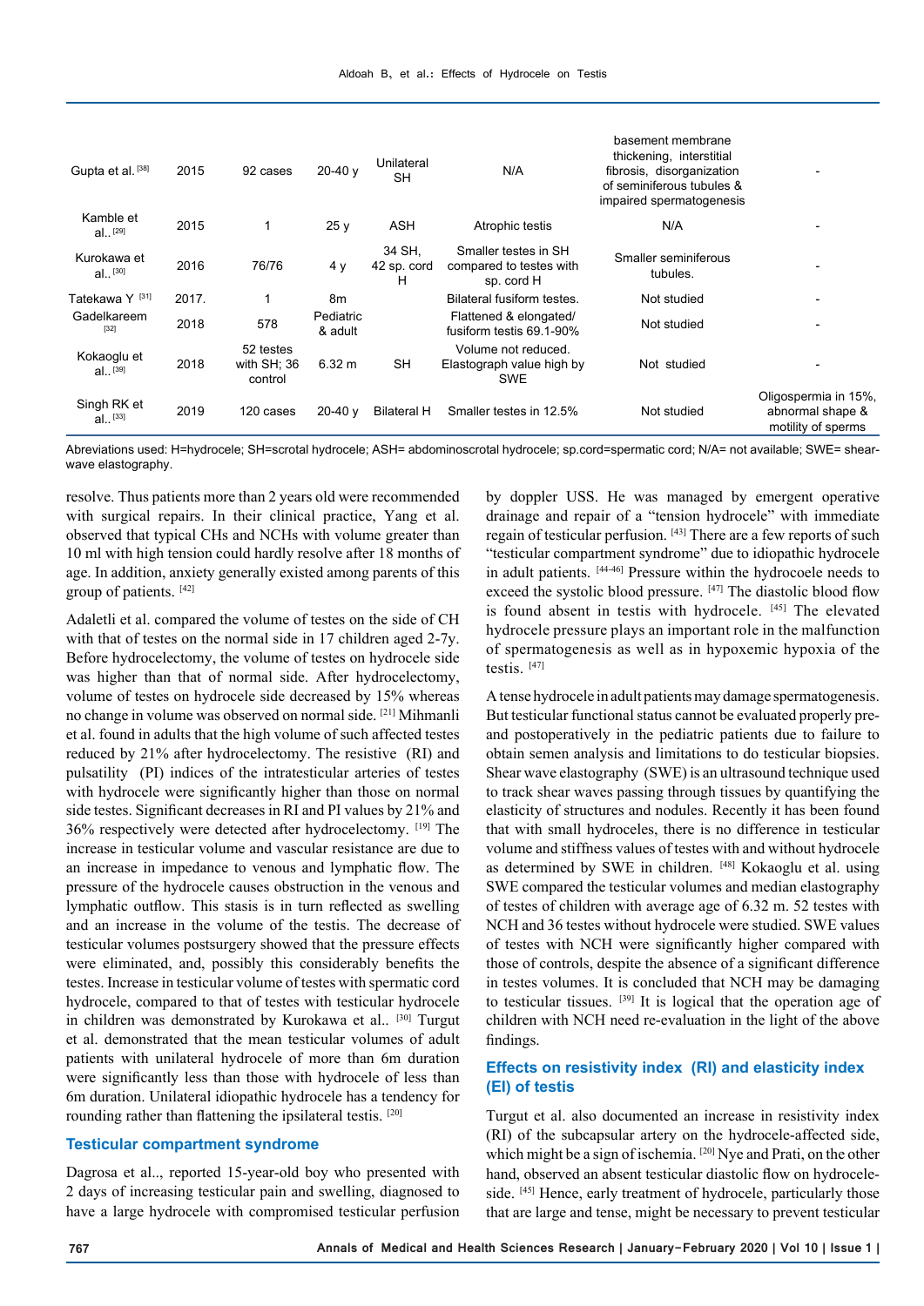| | | | | | | | |
|---|---|---|---|---|---|---|---|
| Gupta et al. [38] | 2015 | 92 cases | 20-40 y | Unilateral SH | N/A | basement membrane thickening, interstitial fibrosis, disorganization of seminiferous tubules & impaired spermatogenesis | - |
| Kamble et al.. [29] | 2015 | 1 | 25 y | ASH | Atrophic testis | N/A | - |
| Kurokawa et al.. [30] | 2016 | 76/76 | 4 y | 34 SH, 42 sp. cord H | Smaller testes in SH compared to testes with sp. cord H | Smaller seminiferous tubules. | - |
| Tatekawa Y [31] | 2017. | 1 | 8m | | Bilateral fusiform testes. | Not studied | - |
| Gadelkareem [32] | 2018 | 578 | Pediatric & adult | | Flattened & elongated/ fusiform testis 69.1-90% | Not studied | - |
| Kokaoglu et al.. [39] | 2018 | 52 testes with SH; 36 control | 6.32 m | SH | Volume not reduced. Elastograph value high by SWE | Not studied | - |
| Singh RK et al.. [33] | 2019 | 120 cases | 20-40 y | Bilateral H | Smaller testes in 12.5% | Not studied | Oligospermia in 15%, abnormal shape & motility of sperms |

Abreviations used: H=hydrocele; SH=scrotal hydrocele; ASH= abdominoscrotal hydrocele; sp.cord=spermatic cord; N/A= not available; SWE= shear-wave elastography.

resolve. Thus patients more than 2 years old were recommended with surgical repairs. In their clinical practice, Yang et al. observed that typical CHs and NCHs with volume greater than 10 ml with high tension could hardly resolve after 18 months of age. In addition, anxiety generally existed among parents of this group of patients. [42]

Adaletli et al. compared the volume of testes on the side of CH with that of testes on the normal side in 17 children aged 2-7y. Before hydrocelectomy, the volume of testes on hydrocele side was higher than that of normal side. After hydrocelectomy, volume of testes on hydrocele side decreased by 15% whereas no change in volume was observed on normal side. [21] Mihmanli et al. found in adults that the high volume of such affected testes reduced by 21% after hydrocelectomy. The resistive (RI) and pulsatility (PI) indices of the intratesticular arteries of testes with hydrocele were significantly higher than those on normal side testes. Significant decreases in RI and PI values by 21% and 36% respectively were detected after hydrocelectomy. [19] The increase in testicular volume and vascular resistance are due to an increase in impedance to venous and lymphatic flow. The pressure of the hydrocele causes obstruction in the venous and lymphatic outflow. This stasis is in turn reflected as swelling and an increase in the volume of the testis. The decrease of testicular volumes postsurgery showed that the pressure effects were eliminated, and, possibly this considerably benefits the testes. Increase in testicular volume of testes with spermatic cord hydrocele, compared to that of testes with testicular hydrocele in children was demonstrated by Kurokawa et al.. [30] Turgut et al. demonstrated that the mean testicular volumes of adult patients with unilateral hydrocele of more than 6m duration were significantly less than those with hydrocele of less than 6m duration. Unilateral idiopathic hydrocele has a tendency for rounding rather than flattening the ipsilateral testis. [20]

## Testicular compartment syndrome

Dagrosa et al.., reported 15-year-old boy who presented with 2 days of increasing testicular pain and swelling, diagnosed to have a large hydrocele with compromised testicular perfusion by doppler USS. He was managed by emergent operative drainage and repair of a "tension hydrocele" with immediate regain of testicular perfusion. [43] There are a few reports of such "testicular compartment syndrome" due to idiopathic hydrocele in adult patients. [44-46] Pressure within the hydrocoele needs to exceed the systolic blood pressure. [47] The diastolic blood flow is found absent in testis with hydrocele. [45] The elevated hydrocele pressure plays an important role in the malfunction of spermatogenesis as well as in hypoxemic hypoxia of the testis. [47]

A tense hydrocele in adult patients may damage spermatogenesis. But testicular functional status cannot be evaluated properly pre- and postoperatively in the pediatric patients due to failure to obtain semen analysis and limitations to do testicular biopsies. Shear wave elastography (SWE) is an ultrasound technique used to track shear waves passing through tissues by quantifying the elasticity of structures and nodules. Recently it has been found that with small hydroceles, there is no difference in testicular volume and stiffness values of testes with and without hydrocele as determined by SWE in children. [48] Kokaoglu et al. using SWE compared the testicular volumes and median elastography of testes of children with average age of 6.32 m. 52 testes with NCH and 36 testes without hydrocele were studied. SWE values of testes with NCH were significantly higher compared with those of controls, despite the absence of a significant difference in testes volumes. It is concluded that NCH may be damaging to testicular tissues. [39] It is logical that the operation age of children with NCH need re-evaluation in the light of the above findings.

## Effects on resistivity index (RI) and elasticity index (EI) of testis

Turgut et al. also documented an increase in resistivity index (RI) of the subcapsular artery on the hydrocele-affected side, which might be a sign of ischemia. [20] Nye and Prati, on the other hand, observed an absent testicular diastolic flow on hydrocele-side. [45] Hence, early treatment of hydrocele, particularly those that are large and tense, might be necessary to prevent testicular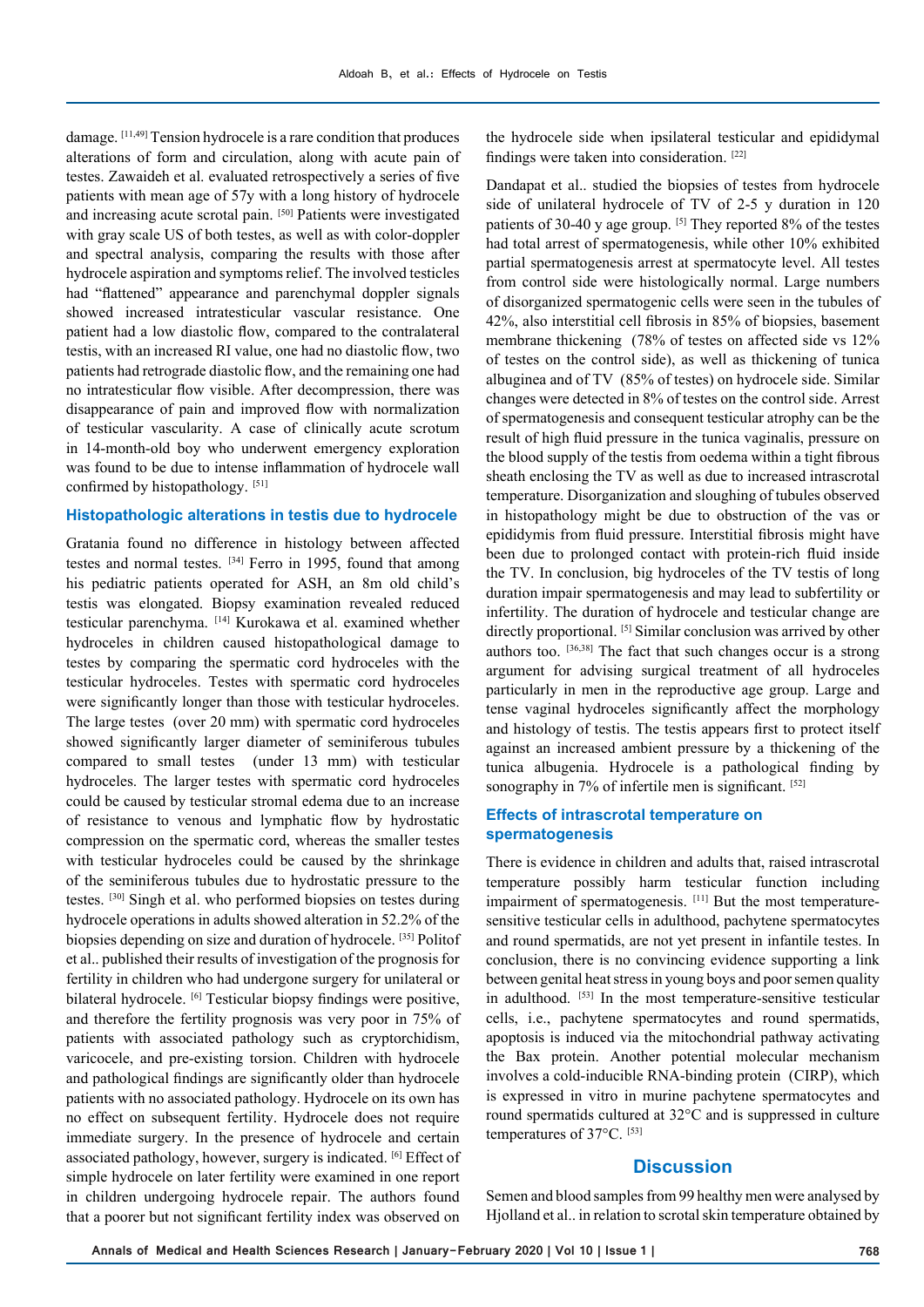damage. [11,49] Tension hydrocele is a rare condition that produces alterations of form and circulation, along with acute pain of testes. Zawaideh et al. evaluated retrospectively a series of five patients with mean age of 57y with a long history of hydrocele and increasing acute scrotal pain. [50] Patients were investigated with gray scale US of both testes, as well as with color-doppler and spectral analysis, comparing the results with those after hydrocele aspiration and symptoms relief. The involved testicles had "flattened" appearance and parenchymal doppler signals showed increased intratesticular vascular resistance. One patient had a low diastolic flow, compared to the contralateral testis, with an increased RI value, one had no diastolic flow, two patients had retrograde diastolic flow, and the remaining one had no intratesticular flow visible. After decompression, there was disappearance of pain and improved flow with normalization of testicular vascularity. A case of clinically acute scrotum in 14-month-old boy who underwent emergency exploration was found to be due to intense inflammation of hydrocele wall confirmed by histopathology. [51]

## Histopathologic alterations in testis due to hydrocele

Gratania found no difference in histology between affected testes and normal testes. [34] Ferro in 1995, found that among his pediatric patients operated for ASH, an 8m old child's testis was elongated. Biopsy examination revealed reduced testicular parenchyma. [14] Kurokawa et al. examined whether hydroceles in children caused histopathological damage to testes by comparing the spermatic cord hydroceles with the testicular hydroceles. Testes with spermatic cord hydroceles were significantly longer than those with testicular hydroceles. The large testes (over 20 mm) with spermatic cord hydroceles showed significantly larger diameter of seminiferous tubules compared to small testes (under 13 mm) with testicular hydroceles. The larger testes with spermatic cord hydroceles could be caused by testicular stromal edema due to an increase of resistance to venous and lymphatic flow by hydrostatic compression on the spermatic cord, whereas the smaller testes with testicular hydroceles could be caused by the shrinkage of the seminiferous tubules due to hydrostatic pressure to the testes. [30] Singh et al. who performed biopsies on testes during hydrocele operations in adults showed alteration in 52.2% of the biopsies depending on size and duration of hydrocele. [35] Politof et al.. published their results of investigation of the prognosis for fertility in children who had undergone surgery for unilateral or bilateral hydrocele. [6] Testicular biopsy findings were positive, and therefore the fertility prognosis was very poor in 75% of patients with associated pathology such as cryptorchidism, varicocele, and pre-existing torsion. Children with hydrocele and pathological findings are significantly older than hydrocele patients with no associated pathology. Hydrocele on its own has no effect on subsequent fertility. Hydrocele does not require immediate surgery. In the presence of hydrocele and certain associated pathology, however, surgery is indicated. [6] Effect of simple hydrocele on later fertility were examined in one report in children undergoing hydrocele repair. The authors found that a poorer but not significant fertility index was observed on the hydrocele side when ipsilateral testicular and epididymal findings were taken into consideration. [22]

Dandapat et al.. studied the biopsies of testes from hydrocele side of unilateral hydrocele of TV of 2-5 y duration in 120 patients of 30-40 y age group. [5] They reported 8% of the testes had total arrest of spermatogenesis, while other 10% exhibited partial spermatogenesis arrest at spermatocyte level. All testes from control side were histologically normal. Large numbers of disorganized spermatogenic cells were seen in the tubules of 42%, also interstitial cell fibrosis in 85% of biopsies, basement membrane thickening (78% of testes on affected side vs 12% of testes on the control side), as well as thickening of tunica albuginea and of TV (85% of testes) on hydrocele side. Similar changes were detected in 8% of testes on the control side. Arrest of spermatogenesis and consequent testicular atrophy can be the result of high fluid pressure in the tunica vaginalis, pressure on the blood supply of the testis from oedema within a tight fibrous sheath enclosing the TV as well as due to increased intrascrotal temperature. Disorganization and sloughing of tubules observed in histopathology might be due to obstruction of the vas or epididymis from fluid pressure. Interstitial fibrosis might have been due to prolonged contact with protein-rich fluid inside the TV. In conclusion, big hydroceles of the TV testis of long duration impair spermatogenesis and may lead to subfertility or infertility. The duration of hydrocele and testicular change are directly proportional. [5] Similar conclusion was arrived by other authors too. [36,38] The fact that such changes occur is a strong argument for advising surgical treatment of all hydroceles particularly in men in the reproductive age group. Large and tense vaginal hydroceles significantly affect the morphology and histology of testis. The testis appears first to protect itself against an increased ambient pressure by a thickening of the tunica albugenia. Hydrocele is a pathological finding by sonography in 7% of infertile men is significant. [52]

## Effects of intrascrotal temperature on spermatogenesis

There is evidence in children and adults that, raised intrascrotal temperature possibly harm testicular function including impairment of spermatogenesis. [11] But the most temperature-sensitive testicular cells in adulthood, pachytene spermatocytes and round spermatids, are not yet present in infantile testes. In conclusion, there is no convincing evidence supporting a link between genital heat stress in young boys and poor semen quality in adulthood. [53] In the most temperature-sensitive testicular cells, i.e., pachytene spermatocytes and round spermatids, apoptosis is induced via the mitochondrial pathway activating the Bax protein. Another potential molecular mechanism involves a cold-inducible RNA-binding protein (CIRP), which is expressed in vitro in murine pachytene spermatocytes and round spermatids cultured at 32°C and is suppressed in culture temperatures of 37°C. [53]

# Discussion

Semen and blood samples from 99 healthy men were analysed by Hjolland et al.. in relation to scrotal skin temperature obtained by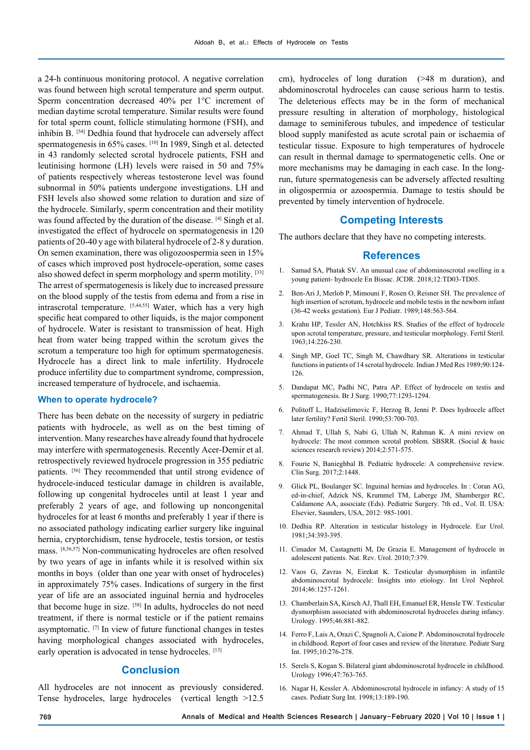a 24-h continuous monitoring protocol. A negative correlation was found between high scrotal temperature and sperm output. Sperm concentration decreased 40% per 1°C increment of median daytime scrotal temperature. Similar results were found for total sperm count, follicle stimulating hormone (FSH), and inhibin B. [54] Dedhia found that hydrocele can adversely affect spermatogenesis in 65% cases. [10] In 1989, Singh et al. detected in 43 randomly selected scrotal hydrocele patients, FSH and leutinising hormone (LH) levels were raised in 50 and 75% of patients respectively whereas testosterone level was found subnormal in 50% patients undergone investigations. LH and FSH levels also showed some relation to duration and size of the hydrocele. Similarly, sperm concentration and their motility was found affected by the duration of the disease. [4] Singh et al. investigated the effect of hydrocele on spermatogenesis in 120 patients of 20-40 y age with bilateral hydrocele of 2-8 y duration. On semen examination, there was oligozoospermia seen in 15% of cases which improved post hydrocele-operation, some cases also showed defect in sperm morphology and sperm motility. [33] The arrest of spermatogenesis is likely due to increased pressure on the blood supply of the testis from edema and from a rise in intrascrotal temperature. [5,44,55] Water, which has a very high specific heat compared to other liquids, is the major component of hydrocele. Water is resistant to transmission of heat. High heat from water being trapped within the scrotum gives the scrotum a temperature too high for optimum spermatogenesis. Hydrocele has a direct link to male infertility. Hydrocele produce infertility due to compartment syndrome, compression, increased temperature of hydrocele, and ischaemia.

### When to operate hydrocele?

There has been debate on the necessity of surgery in pediatric patients with hydrocele, as well as on the best timing of intervention. Many researches have already found that hydrocele may interfere with spermatogenesis. Recently Acer-Demir et al. retrospectively reviewed hydrocele progression in 355 pediatric patients. [56] They recommended that until strong evidence of hydrocele-induced testicular damage in children is available, following up congenital hydroceles until at least 1 year and preferably 2 years of age, and following up noncongenital hydroceles for at least 6 months and preferably 1 year if there is no associated pathology indicating earlier surgery like inguinal hernia, cryptorchidism, tense hydrocele, testis torsion, or testis mass. [8,56,57] Non-communicating hydroceles are often resolved by two years of age in infants while it is resolved within six months in boys (older than one year with onset of hydroceles) in approximately 75% cases. Indications of surgery in the first year of life are an associated inguinal hernia and hydroceles that become huge in size. [58] In adults, hydroceles do not need treatment, if there is normal testicle or if the patient remains asymptomatic. [7] In view of future functional changes in testes having morphological changes associated with hydroceles, early operation is advocated in tense hydroceles. [13]

## Conclusion

All hydroceles are not innocent as previously considered. Tense hydroceles, large hydroceles (vertical length >12.5 cm), hydroceles of long duration (>48 m duration), and abdominoscrotal hydroceles can cause serious harm to testis. The deleterious effects may be in the form of mechanical pressure resulting in alteration of morphology, histological damage to seminiferous tubules, and impedence of testicular blood supply manifested as acute scrotal pain or ischaemia of testicular tissue. Exposure to high temperatures of hydrocele can result in thermal damage to spermatogenetic cells. One or more mechanisms may be damaging in each case. In the long-run, future spermatogenesis can be adversely affected resulting in oligospermia or azoospermia. Damage to testis should be prevented by timely intervention of hydrocele.

## Competing Interests

The authors declare that they have no competing interests.

## References

1. Samad SA, Phatak SV. An unusual case of abdominoscrotal swelling in a young patient- hydrocele En Bissac. JCDR. 2018;12:TD03-TD05.
2. Ben-Ari J, Merlob P, Mimouni F, Rosen O, Reisner SH. The prevalence of high insertion of scrotum, hydrocele and mobile testis in the newborn infant (36-42 weeks gestation). Eur J Pediatr. 1989;148:563-564.
3. Krahn HP, Tessler AN, Hotchkiss RS. Studies of the effect of hydrocele upon scrotal temperature, pressure, and testicular morphology. Fertil Steril. 1963;14:226-230.
4. Singh MP, Goel TC, Singh M, Chawdhary SR. Alterations in testicular functions in patients of 14 scrotal hydrocele. Indian J Med Res 1989;90:124-126.
5. Dandapat MC, Padhi NC, Patra AP. Effect of hydrocele on testis and spermatogenesis. Br J Surg. 1990;77:1293-1294.
6. Politoff L, Hadziselimovic F, Herzog B, Jenni P. Does hydrocele affect later fertility? Fertil Steril. 1990;53:700-703.
7. Ahmad T, Ullah S, Nabi G, Ullah N, Rahman K. A mini review on hydrocele: The most common scrotal problem. SBSRR. (Social & basic sciences research review) 2014;2:571-575.
8. Fourie N, Banieghbal B. Pediatric hydrocele: A comprehensive review. Clin Surg. 2017;2:1448.
9. Glick PL, Boulanger SC. Inguinal hernias and hydroceles. In : Coran AG, ed-in-chief, Adzick NS, Krummel TM, Laberge JM, Shamberger RC, Caldamone AA, associate (Eds). Pediatric Surgery. 7th ed., Vol. II. USA: Elsevier, Saunders, USA, 2012: 985-1001.
10. Dedhia RP. Alteration in testicular histology in Hydrocele. Eur Urol. 1981;34:393-395.
11. Cimador M, Castagnetti M, De Grazia E. Management of hydrocele in adolescent patients. Nat. Rev. Urol. 2010;7:379.
12. Vaos G, Zavras N, Eirekat K. Testicular dysmorphism in infantile abdominoscrotal hydrocele: Insights into etiology. Int Urol Nephrol. 2014;46:1257-1261.
13. Chamberlain SA, Kirsch AJ, Thall EH, Emanuel ER, Hensle TW. Testicular dysmorphism associated with abdominoscrotal hydroceles during infancy. Urology. 1995;46:881-882.
14. Ferro F, Lais A, Orazi C, Spagnoli A, Caione P. Abdominoscrotal hydrocele in childhood. Report of four cases and review of the literature. Pediatr Surg Int. 1995;10:276-278.
15. Serels S, Kogan S. Bilateral giant abdominoscrotal hydrocele in childhood. Urology 1996;47:763-765.
16. Nagar H, Kessler A. Abdominoscrotal hydrocele in infancy: A study of 15 cases. Pediatr Surg Int. 1998;13:189-190.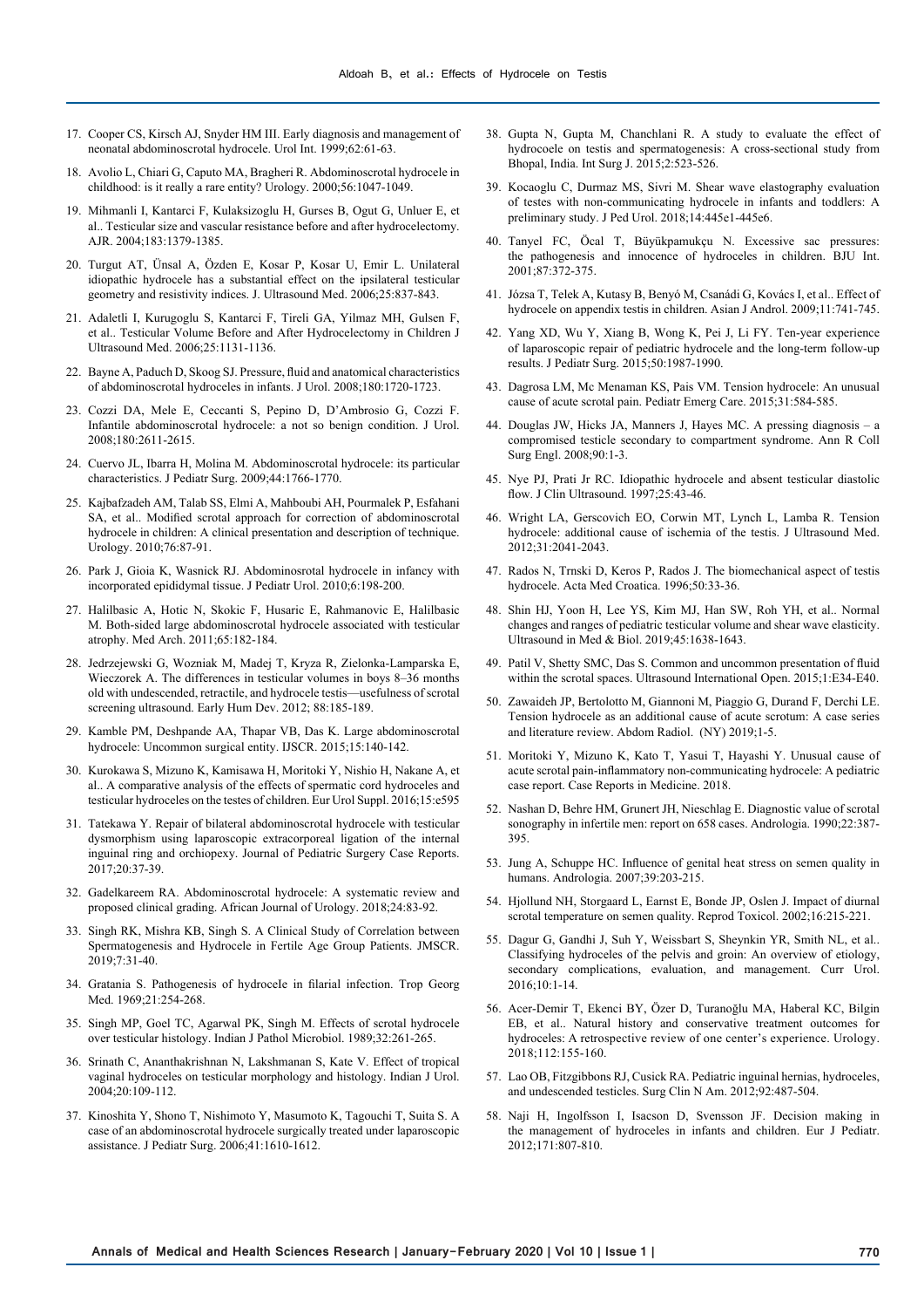17. Cooper CS, Kirsch AJ, Snyder HM III. Early diagnosis and management of neonatal abdominoscrotal hydrocele. Urol Int. 1999;62:61-63.
18. Avolio L, Chiari G, Caputo MA, Bragheri R. Abdominoscrotal hydrocele in childhood: is it really a rare entity? Urology. 2000;56:1047-1049.
19. Mihmanli I, Kantarci F, Kulaksizoglu H, Gurses B, Ogut G, Unluer E, et al.. Testicular size and vascular resistance before and after hydrocelectomy. AJR. 2004;183:1379-1385.
20. Turgut AT, Ünsal A, Özden E, Kosar P, Kosar U, Emir L. Unilateral idiopathic hydrocele has a substantial effect on the ipsilateral testicular geometry and resistivity indices. J. Ultrasound Med. 2006;25:837-843.
21. Adaletli I, Kurugoglu S, Kantarci F, Tireli GA, Yilmaz MH, Gulsen F, et al.. Testicular Volume Before and After Hydrocelectomy in Children J Ultrasound Med. 2006;25:1131-1136.
22. Bayne A, Paduch D, Skoog SJ. Pressure, fluid and anatomical characteristics of abdominoscrotal hydroceles in infants. J Urol. 2008;180:1720-1723.
23. Cozzi DA, Mele E, Ceccanti S, Pepino D, D'Ambrosio G, Cozzi F. Infantile abdominoscrotal hydrocele: a not so benign condition. J Urol. 2008;180:2611-2615.
24. Cuervo JL, Ibarra H, Molina M. Abdominoscrotal hydrocele: its particular characteristics. J Pediatr Surg. 2009;44:1766-1770.
25. Kajbafzadeh AM, Talab SS, Elmi A, Mahboubi AH, Pourmalek P, Esfahani SA, et al.. Modified scrotal approach for correction of abdominoscrotal hydrocele in children: A clinical presentation and description of technique. Urology. 2010;76:87-91.
26. Park J, Gioia K, Wasnick RJ. Abdominosrotal hydrocele in infancy with incorporated epididymal tissue. J Pediatr Urol. 2010;6:198-200.
27. Halilbasic A, Hotic N, Skokic F, Husaric E, Rahmanovic E, Halilbasic M. Both-sided large abdominoscrotal hydrocele associated with testicular atrophy. Med Arch. 2011;65:182-184.
28. Jedrzejewski G, Wozniak M, Madej T, Kryza R, Zielonka-Lamparska E, Wieczorek A. The differences in testicular volumes in boys 8–36 months old with undescended, retractile, and hydrocele testis—usefulness of scrotal screening ultrasound. Early Hum Dev. 2012; 88:185-189.
29. Kamble PM, Deshpande AA, Thapar VB, Das K. Large abdominoscrotal hydrocele: Uncommon surgical entity. IJSCR. 2015;15:140-142.
30. Kurokawa S, Mizuno K, Kamisawa H, Moritoki Y, Nishio H, Nakane A, et al.. A comparative analysis of the effects of spermatic cord hydroceles and testicular hydroceles on the testes of children. Eur Urol Suppl. 2016;15:e595
31. Tatekawa Y. Repair of bilateral abdominoscrotal hydrocele with testicular dysmorphism using laparoscopic extracorporeal ligation of the internal inguinal ring and orchiopexy. Journal of Pediatric Surgery Case Reports. 2017;20:37-39.
32. Gadelkareem RA. Abdominoscrotal hydrocele: A systematic review and proposed clinical grading. African Journal of Urology. 2018;24:83-92.
33. Singh RK, Mishra KB, Singh S. A Clinical Study of Correlation between Spermatogenesis and Hydrocele in Fertile Age Group Patients. JMSCR. 2019;7:31-40.
34. Gratania S. Pathogenesis of hydrocele in filarial infection. Trop Georg Med. 1969;21:254-268.
35. Singh MP, Goel TC, Agarwal PK, Singh M. Effects of scrotal hydrocele over testicular histology. Indian J Pathol Microbiol. 1989;32:261-265.
36. Srinath C, Ananthakrishnan N, Lakshmanan S, Kate V. Effect of tropical vaginal hydroceles on testicular morphology and histology. Indian J Urol. 2004;20:109-112.
37. Kinoshita Y, Shono T, Nishimoto Y, Masumoto K, Tagouchi T, Suita S. A case of an abdominoscrotal hydrocele surgically treated under laparoscopic assistance. J Pediatr Surg. 2006;41:1610-1612.
38. Gupta N, Gupta M, Chanchlani R. A study to evaluate the effect of hydrocoele on testis and spermatogenesis: A cross-sectional study from Bhopal, India. Int Surg J. 2015;2:523-526.
39. Kocaoglu C, Durmaz MS, Sivri M. Shear wave elastography evaluation of testes with non-communicating hydrocele in infants and toddlers: A preliminary study. J Ped Urol. 2018;14:445e1-445e6.
40. Tanyel FC, Öcal T, Büyükpamukçu N. Excessive sac pressures: the pathogenesis and innocence of hydroceles in children. BJU Int. 2001;87:372-375.
41. Józsa T, Telek A, Kutasy B, Benyó M, Csanádi G, Kovács I, et al.. Effect of hydrocele on appendix testis in children. Asian J Androl. 2009;11:741-745.
42. Yang XD, Wu Y, Xiang B, Wong K, Pei J, Li FY. Ten-year experience of laparoscopic repair of pediatric hydrocele and the long-term follow-up results. J Pediatr Surg. 2015;50:1987-1990.
43. Dagrosa LM, Mc Menaman KS, Pais VM. Tension hydrocele: An unusual cause of acute scrotal pain. Pediatr Emerg Care. 2015;31:584-585.
44. Douglas JW, Hicks JA, Manners J, Hayes MC. A pressing diagnosis – a compromised testicle secondary to compartment syndrome. Ann R Coll Surg Engl. 2008;90:1-3.
45. Nye PJ, Prati Jr RC. Idiopathic hydrocele and absent testicular diastolic flow. J Clin Ultrasound. 1997;25:43-46.
46. Wright LA, Gerscovich EO, Corwin MT, Lynch L, Lamba R. Tension hydrocele: additional cause of ischemia of the testis. J Ultrasound Med. 2012;31:2041-2043.
47. Rados N, Trnski D, Keros P, Rados J. The biomechanical aspect of testis hydrocele. Acta Med Croatica. 1996;50:33-36.
48. Shin HJ, Yoon H, Lee YS, Kim MJ, Han SW, Roh YH, et al.. Normal changes and ranges of pediatric testicular volume and shear wave elasticity. Ultrasound in Med & Biol. 2019;45:1638-1643.
49. Patil V, Shetty SMC, Das S. Common and uncommon presentation of fluid within the scrotal spaces. Ultrasound International Open. 2015;1:E34-E40.
50. Zawaideh JP, Bertolotto M, Giannoni M, Piaggio G, Durand F, Derchi LE. Tension hydrocele as an additional cause of acute scrotum: A case series and literature review. Abdom Radiol. (NY) 2019;1-5.
51. Moritoki Y, Mizuno K, Kato T, Yasui T, Hayashi Y. Unusual cause of acute scrotal pain-inflammatory non-communicating hydrocele: A pediatric case report. Case Reports in Medicine. 2018.
52. Nashan D, Behre HM, Grunert JH, Nieschlag E. Diagnostic value of scrotal sonography in infertile men: report on 658 cases. Andrologia. 1990;22:387-395.
53. Jung A, Schuppe HC. Influence of genital heat stress on semen quality in humans. Andrologia. 2007;39:203-215.
54. Hjollund NH, Storgaard L, Earnst E, Bonde JP, Oslen J. Impact of diurnal scrotal temperature on semen quality. Reprod Toxicol. 2002;16:215-221.
55. Dagur G, Gandhi J, Suh Y, Weissbart S, Sheynkin YR, Smith NL, et al.. Classifying hydroceles of the pelvis and groin: An overview of etiology, secondary complications, evaluation, and management. Curr Urol. 2016;10:1-14.
56. Acer-Demir T, Ekenci BY, Özer D, Turanoğlu MA, Haberal KC, Bilgin EB, et al.. Natural history and conservative treatment outcomes for hydroceles: A retrospective review of one center's experience. Urology. 2018;112:155-160.
57. Lao OB, Fitzgibbons RJ, Cusick RA. Pediatric inguinal hernias, hydroceles, and undescended testicles. Surg Clin N Am. 2012;92:487-504.
58. Naji H, Ingolfsson I, Isacson D, Svensson JF. Decision making in the management of hydroceles in infants and children. Eur J Pediatr. 2012;171:807-810.